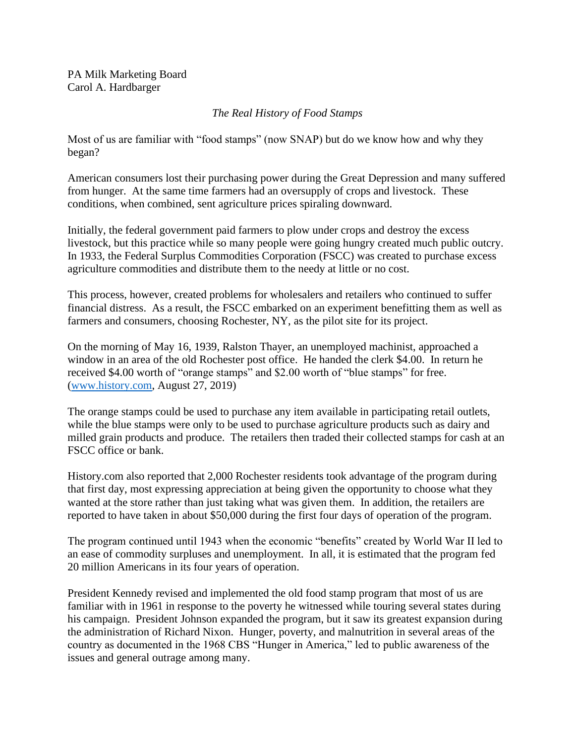PA Milk Marketing Board
Carol A. Hardbarger

*The Real History of Food Stamps*

Most of us are familiar with "food stamps" (now SNAP) but do we know how and why they began?

American consumers lost their purchasing power during the Great Depression and many suffered from hunger. At the same time farmers had an oversupply of crops and livestock. These conditions, when combined, sent agriculture prices spiraling downward.

Initially, the federal government paid farmers to plow under crops and destroy the excess livestock, but this practice while so many people were going hungry created much public outcry. In 1933, the Federal Surplus Commodities Corporation (FSCC) was created to purchase excess agriculture commodities and distribute them to the needy at little or no cost.

This process, however, created problems for wholesalers and retailers who continued to suffer financial distress. As a result, the FSCC embarked on an experiment benefitting them as well as farmers and consumers, choosing Rochester, NY, as the pilot site for its project.

On the morning of May 16, 1939, Ralston Thayer, an unemployed machinist, approached a window in an area of the old Rochester post office. He handed the clerk $4.00. In return he received $4.00 worth of "orange stamps" and $2.00 worth of "blue stamps" for free. ([www.history.com](http://www.history.com), August 27, 2019)

The orange stamps could be used to purchase any item available in participating retail outlets, while the blue stamps were only to be used to purchase agriculture products such as dairy and milled grain products and produce. The retailers then traded their collected stamps for cash at an FSCC office or bank.

History.com also reported that 2,000 Rochester residents took advantage of the program during that first day, most expressing appreciation at being given the opportunity to choose what they wanted at the store rather than just taking what was given them. In addition, the retailers are reported to have taken in about $50,000 during the first four days of operation of the program.

The program continued until 1943 when the economic "benefits" created by World War II led to an ease of commodity surpluses and unemployment. In all, it is estimated that the program fed 20 million Americans in its four years of operation.

President Kennedy revised and implemented the old food stamp program that most of us are familiar with in 1961 in response to the poverty he witnessed while touring several states during his campaign. President Johnson expanded the program, but it saw its greatest expansion during the administration of Richard Nixon. Hunger, poverty, and malnutrition in several areas of the country as documented in the 1968 CBS "Hunger in America," led to public awareness of the issues and general outrage among many.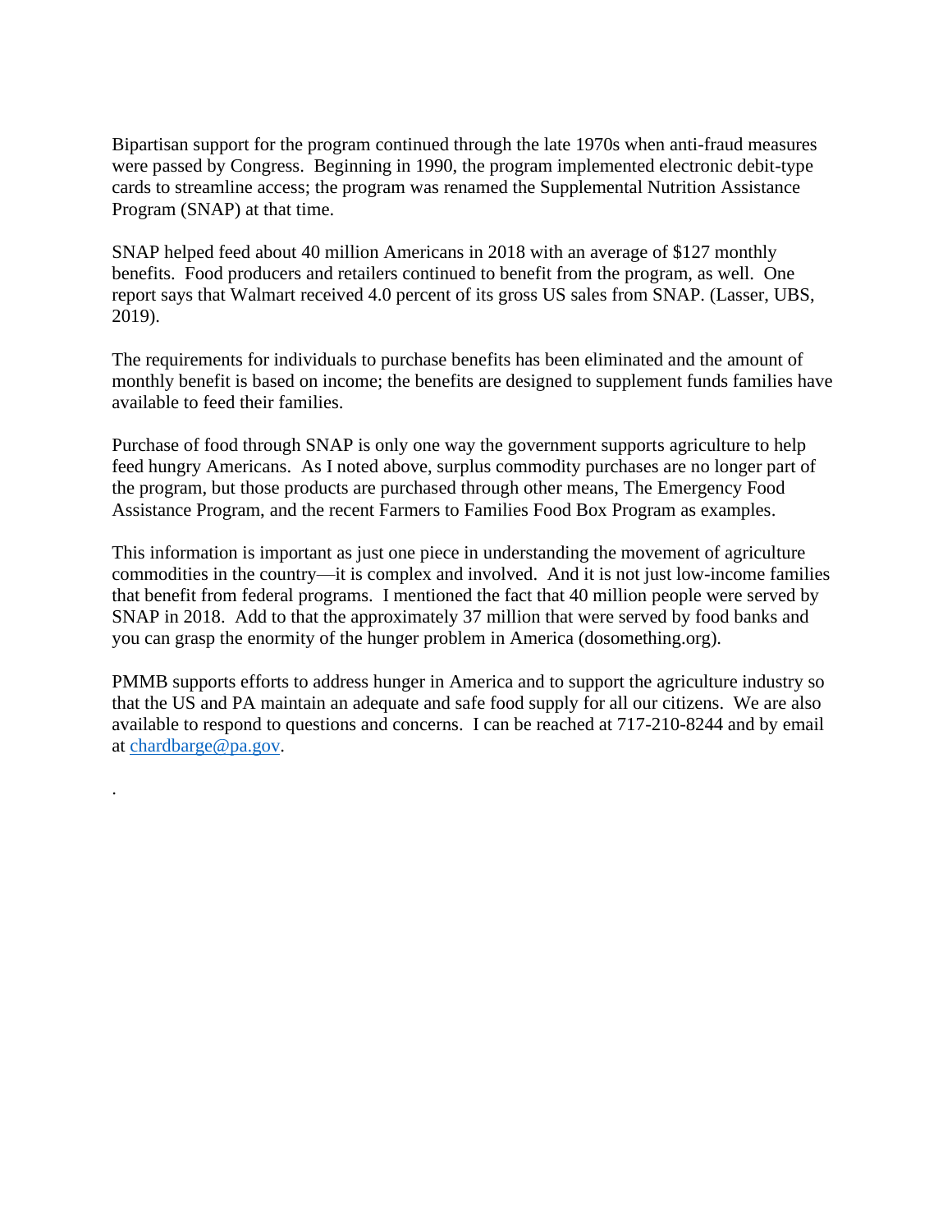Bipartisan support for the program continued through the late 1970s when anti-fraud measures were passed by Congress. Beginning in 1990, the program implemented electronic debit-type cards to streamline access; the program was renamed the Supplemental Nutrition Assistance Program (SNAP) at that time.

SNAP helped feed about 40 million Americans in 2018 with an average of $127 monthly benefits. Food producers and retailers continued to benefit from the program, as well. One report says that Walmart received 4.0 percent of its gross US sales from SNAP. (Lasser, UBS, 2019).

The requirements for individuals to purchase benefits has been eliminated and the amount of monthly benefit is based on income; the benefits are designed to supplement funds families have available to feed their families.

Purchase of food through SNAP is only one way the government supports agriculture to help feed hungry Americans. As I noted above, surplus commodity purchases are no longer part of the program, but those products are purchased through other means, The Emergency Food Assistance Program, and the recent Farmers to Families Food Box Program as examples.

This information is important as just one piece in understanding the movement of agriculture commodities in the country—it is complex and involved. And it is not just low-income families that benefit from federal programs. I mentioned the fact that 40 million people were served by SNAP in 2018. Add to that the approximately 37 million that were served by food banks and you can grasp the enormity of the hunger problem in America (dosomething.org).

PMMB supports efforts to address hunger in America and to support the agriculture industry so that the US and PA maintain an adequate and safe food supply for all our citizens. We are also available to respond to questions and concerns. I can be reached at 717-210-8244 and by email at chardbarge@pa.gov.

.